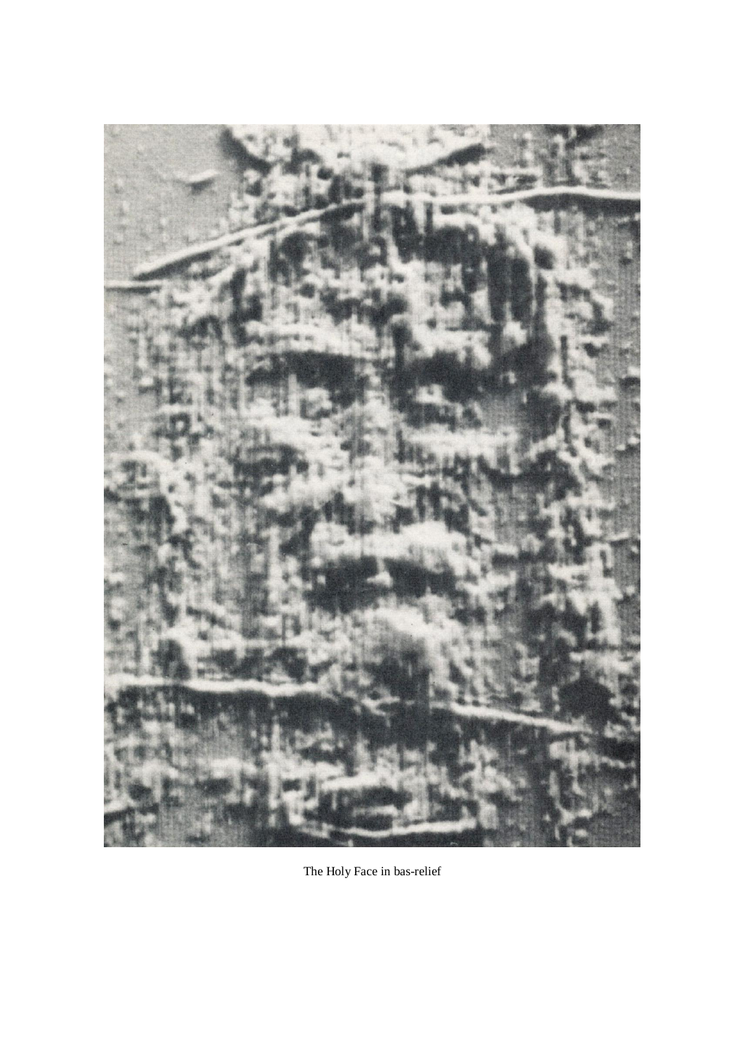The Holy Face in bas-relief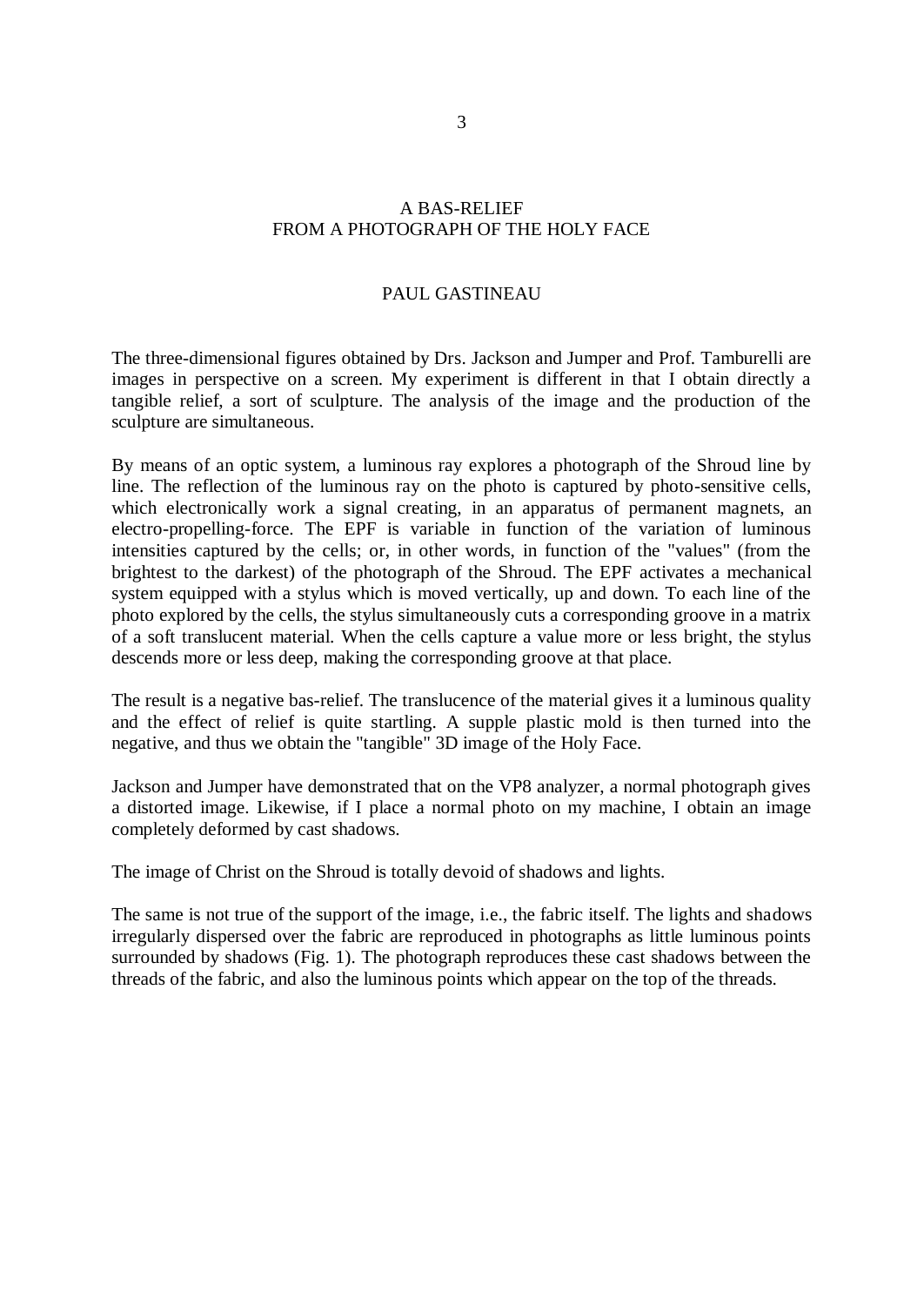# A BAS-RELIEF
# FROM A PHOTOGRAPH OF THE HOLY FACE

PAUL GASTINEAU

The three-dimensional figures obtained by Drs. Jackson and Jumper and Prof. Tamburelli are images in perspective on a screen. My experiment is different in that I obtain directly a tangible relief, a sort of sculpture. The analysis of the image and the production of the sculpture are simultaneous.

By means of an optic system, a luminous ray explores a photograph of the Shroud line by line. The reflection of the luminous ray on the photo is captured by photo-sensitive cells, which electronically work a signal creating, in an apparatus of permanent magnets, an electro-propelling-force. The EPF is variable in function of the variation of luminous intensities captured by the cells; or, in other words, in function of the "values" (from the brightest to the darkest) of the photograph of the Shroud. The EPF activates a mechanical system equipped with a stylus which is moved vertically, up and down. To each line of the photo explored by the cells, the stylus simultaneously cuts a corresponding groove in a matrix of a soft translucent material. When the cells capture a value more or less bright, the stylus descends more or less deep, making the corresponding groove at that place.

The result is a negative bas-relief. The translucence of the material gives it a luminous quality and the effect of relief is quite startling. A supple plastic mold is then turned into the negative, and thus we obtain the "tangible" 3D image of the Holy Face.

Jackson and Jumper have demonstrated that on the VP8 analyzer, a normal photograph gives a distorted image. Likewise, if I place a normal photo on my machine, I obtain an image completely deformed by cast shadows.

The image of Christ on the Shroud is totally devoid of shadows and lights.

The same is not true of the support of the image, i.e., the fabric itself. The lights and shadows irregularly dispersed over the fabric are reproduced in photographs as little luminous points surrounded by shadows (Fig. 1). The photograph reproduces these cast shadows between the threads of the fabric, and also the luminous points which appear on the top of the threads.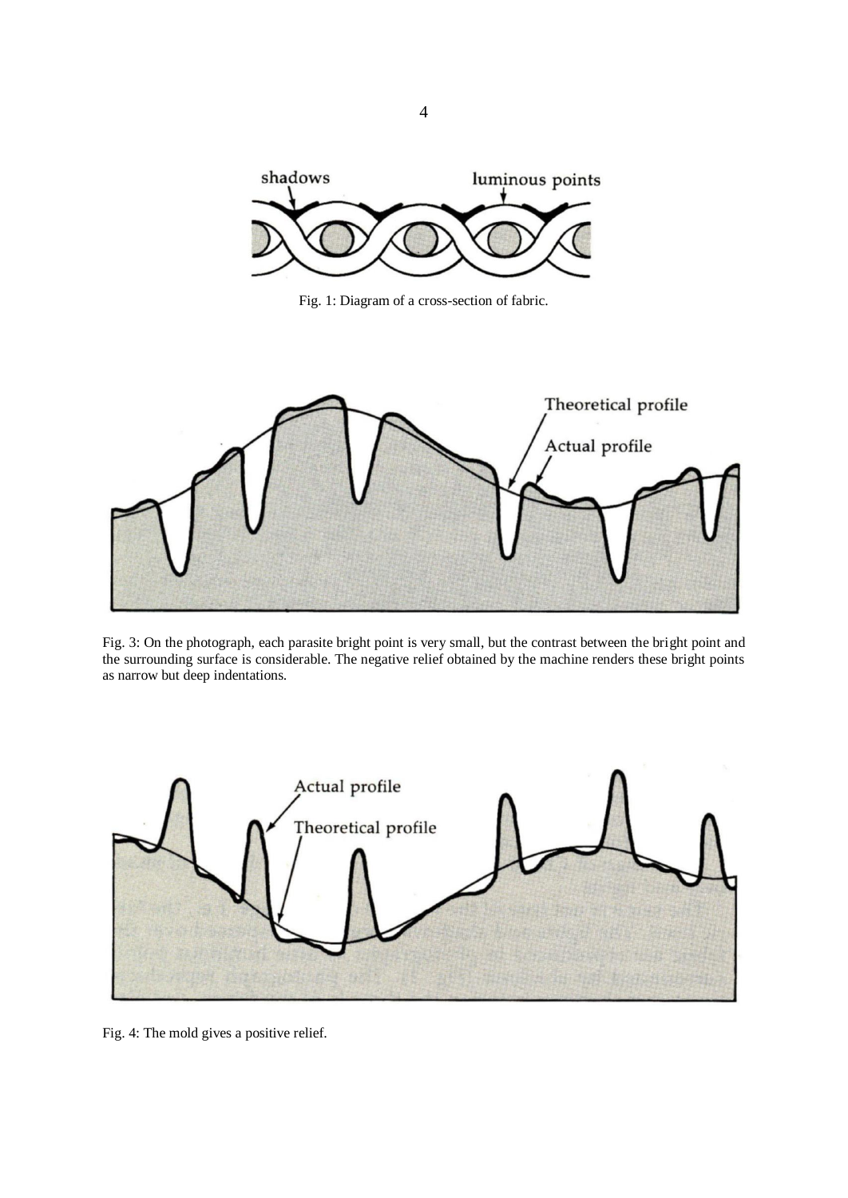Fig. 1: Diagram of a cross-section of fabric.

Fig. 3: On the photograph, each parasite bright point is very small, but the contrast between the bright point and the surrounding surface is considerable. The negative relief obtained by the machine renders these bright points as narrow but deep indentations.

Fig. 4: The mold gives a positive relief.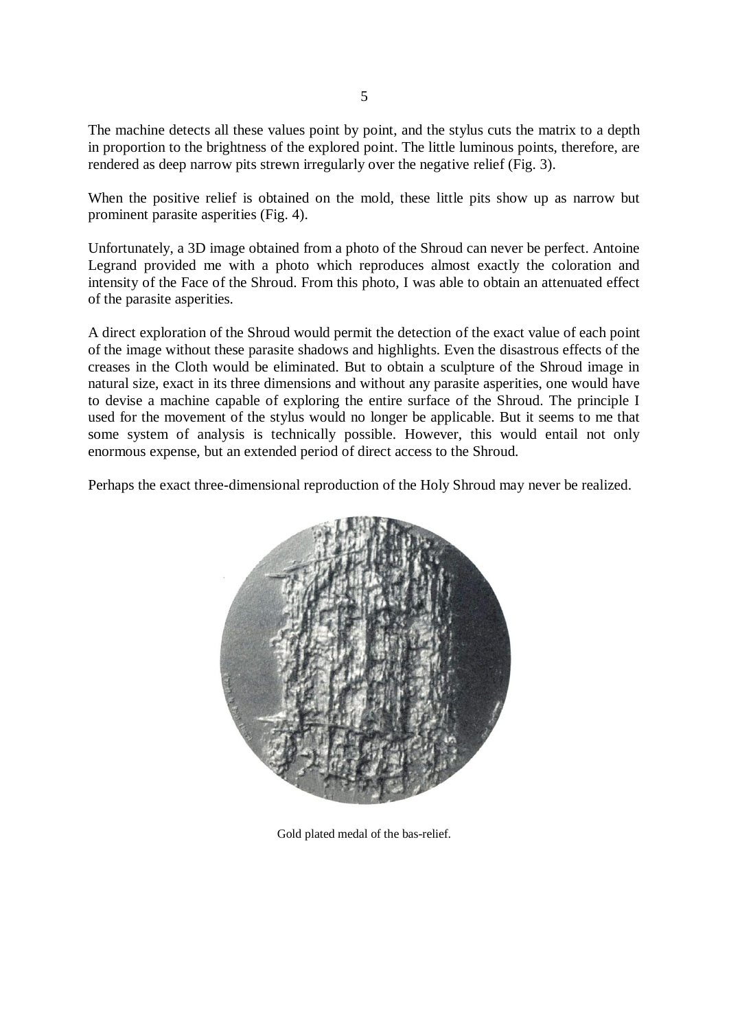The machine detects all these values point by point, and the stylus cuts the matrix to a depth in proportion to the brightness of the explored point. The little luminous points, therefore, are rendered as deep narrow pits strewn irregularly over the negative relief (Fig. 3).

When the positive relief is obtained on the mold, these little pits show up as narrow but prominent parasite asperities (Fig. 4).

Unfortunately, a 3D image obtained from a photo of the Shroud can never be perfect. Antoine Legrand provided me with a photo which reproduces almost exactly the coloration and intensity of the Face of the Shroud. From this photo, I was able to obtain an attenuated effect of the parasite asperities.

A direct exploration of the Shroud would permit the detection of the exact value of each point of the image without these parasite shadows and highlights. Even the disastrous effects of the creases in the Cloth would be eliminated. But to obtain a sculpture of the Shroud image in natural size, exact in its three dimensions and without any parasite asperities, one would have to devise a machine capable of exploring the entire surface of the Shroud. The principle I used for the movement of the stylus would no longer be applicable. But it seems to me that some system of analysis is technically possible. However, this would entail not only enormous expense, but an extended period of direct access to the Shroud.

Perhaps the exact three-dimensional reproduction of the Holy Shroud may never be realized.

Gold plated medal of the bas-relief.